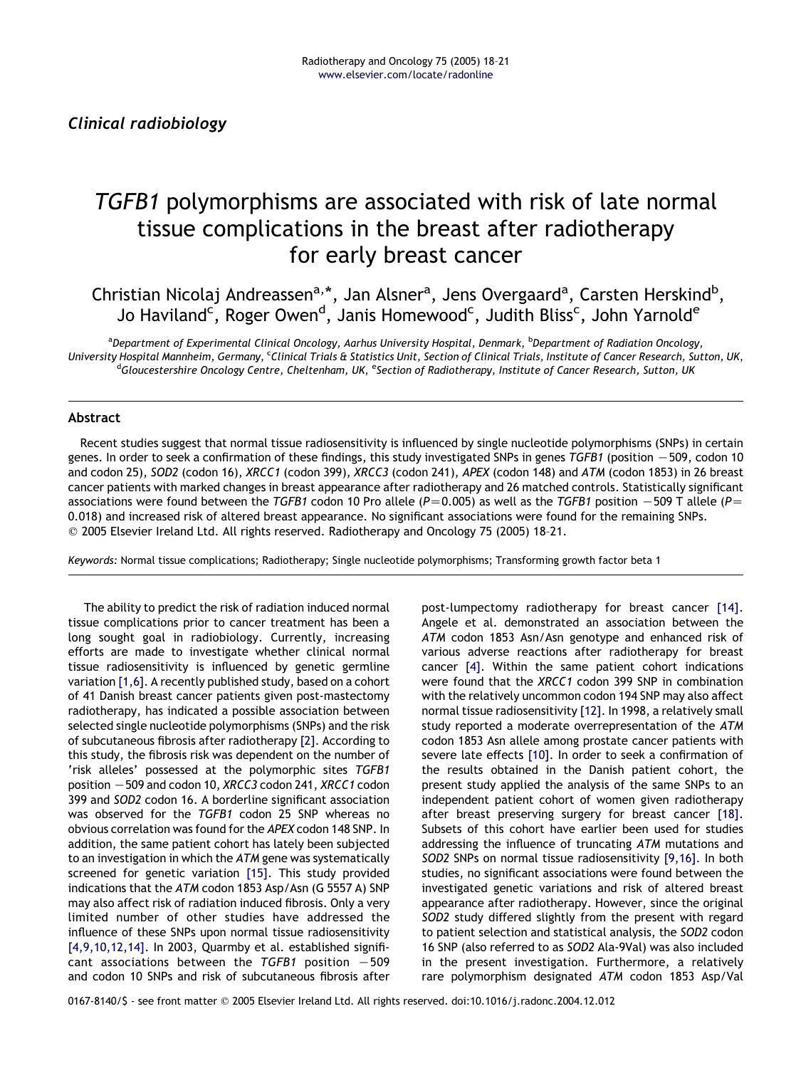*Clinical radiobiology*

# *TGFB1* polymorphisms are associated with risk of late normal tissue complications in the breast after radiotherapy for early breast cancer

Christian Nicolaj Andreassen[a,*], Jan Alsner[a], Jens Overgaard[a], Carsten Herskind[b], Jo Haviland[c], Roger Owen[d], Janis Homewood[c], Judith Bliss[c], John Yarnold[e]

[a]Department of Experimental Clinical Oncology, Aarhus University Hospital, Denmark, [b]Department of Radiation Oncology, University Hospital Mannheim, Germany, [c]Clinical Trials & Statistics Unit, Section of Clinical Trials, Institute of Cancer Research, Sutton, UK, [d]Gloucestershire Oncology Centre, Cheltenham, UK, [e]Section of Radiotherapy, Institute of Cancer Research, Sutton, UK

## Abstract

Recent studies suggest that normal tissue radiosensitivity is influenced by single nucleotide polymorphisms (SNPs) in certain genes. In order to seek a confirmation of these findings, this study investigated SNPs in genes *TGFB1* (position −509, codon 10 and codon 25), *SOD2* (codon 16), *XRCC1* (codon 399), *XRCC3* (codon 241), *APEX* (codon 148) and *ATM* (codon 1853) in 26 breast cancer patients with marked changes in breast appearance after radiotherapy and 26 matched controls. Statistically significant associations were found between the *TGFB1* codon 10 Pro allele ($P=0.005$) as well as the *TGFB1* position −509 T allele ($P=0.018$) and increased risk of altered breast appearance. No significant associations were found for the remaining SNPs.
© 2005 Elsevier Ireland Ltd. All rights reserved. Radiotherapy and Oncology 75 (2005) 18–21.

*Keywords:* Normal tissue complications; Radiotherapy; Single nucleotide polymorphisms; Transforming growth factor beta 1

The ability to predict the risk of radiation induced normal tissue complications prior to cancer treatment has been a long sought goal in radiobiology. Currently, increasing efforts are made to investigate whether clinical normal tissue radiosensitivity is influenced by genetic germline variation [1,6]. A recently published study, based on a cohort of 41 Danish breast cancer patients given post-mastectomy radiotherapy, has indicated a possible association between selected single nucleotide polymorphisms (SNPs) and the risk of subcutaneous fibrosis after radiotherapy [2]. According to this study, the fibrosis risk was dependent on the number of 'risk alleles' possessed at the polymorphic sites *TGFB1* position −509 and codon 10, *XRCC3* codon 241, *XRCC1* codon 399 and *SOD2* codon 16. A borderline significant association was observed for the *TGFB1* codon 25 SNP whereas no obvious correlation was found for the *APEX* codon 148 SNP. In addition, the same patient cohort has lately been subjected to an investigation in which the *ATM* gene was systematically screened for genetic variation [15]. This study provided indications that the *ATM* codon 1853 Asp/Asn (G 5557 A) SNP may also affect risk of radiation induced fibrosis. Only a very limited number of other studies have addressed the influence of these SNPs upon normal tissue radiosensitivity [4,9,10,12,14]. In 2003, Quarmby et al. established significant associations between the *TGFB1* position −509 and codon 10 SNPs and risk of subcutaneous fibrosis after post-lumpectomy radiotherapy for breast cancer [14]. Angele et al. demonstrated an association between the *ATM* codon 1853 Asn/Asn genotype and enhanced risk of various adverse reactions after radiotherapy for breast cancer [4]. Within the same patient cohort indications were found that the *XRCC1* codon 399 SNP in combination with the relatively uncommon codon 194 SNP may also affect normal tissue radiosensitivity [12]. In 1998, a relatively small study reported a moderate overrepresentation of the *ATM* codon 1853 Asn allele among prostate cancer patients with severe late effects [10]. In order to seek a confirmation of the results obtained in the Danish patient cohort, the present study applied the analysis of the same SNPs to an independent patient cohort of women given radiotherapy after breast preserving surgery for breast cancer [18]. Subsets of this cohort have earlier been used for studies addressing the influence of truncating *ATM* mutations and *SOD2* SNPs on normal tissue radiosensitivity [9,16]. In both studies, no significant associations were found between the investigated genetic variations and risk of altered breast appearance after radiotherapy. However, since the original *SOD2* study differed slightly from the present with regard to patient selection and statistical analysis, the *SOD2* codon 16 SNP (also referred to as *SOD2* Ala-9Val) was also included in the present investigation. Furthermore, a relatively rare polymorphism designated *ATM* codon 1853 Asp/Val

0167-8140/$ - see front matter © 2005 Elsevier Ireland Ltd. All rights reserved. doi:10.1016/j.radonc.2004.12.012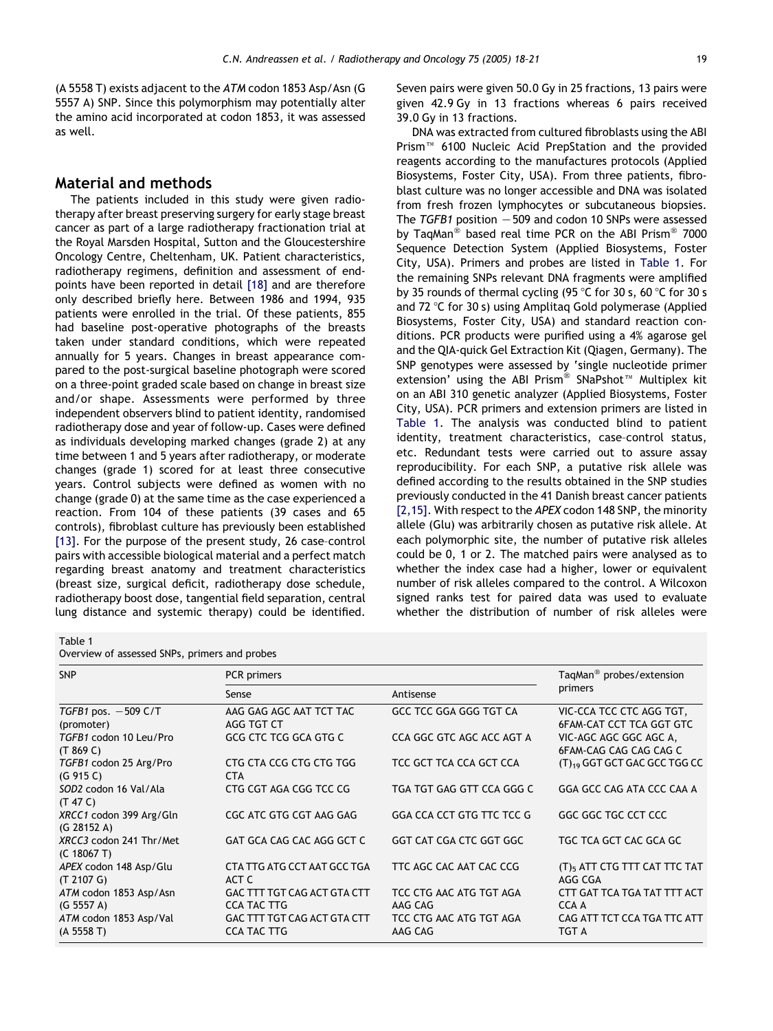(A 5558 T) exists adjacent to the *ATM* codon 1853 Asp/Asn (G 5557 A) SNP. Since this polymorphism may potentially alter the amino acid incorporated at codon 1853, it was assessed as well.

## Material and methods

The patients included in this study were given radiotherapy after breast preserving surgery for early stage breast cancer as part of a large radiotherapy fractionation trial at the Royal Marsden Hospital, Sutton and the Gloucestershire Oncology Centre, Cheltenham, UK. Patient characteristics, radiotherapy regimens, definition and assessment of endpoints have been reported in detail [18] and are therefore only described briefly here. Between 1986 and 1994, 935 patients were enrolled in the trial. Of these patients, 855 had baseline post-operative photographs of the breasts taken under standard conditions, which were repeated annually for 5 years. Changes in breast appearance compared to the post-surgical baseline photograph were scored on a three-point graded scale based on change in breast size and/or shape. Assessments were performed by three independent observers blind to patient identity, randomised radiotherapy dose and year of follow-up. Cases were defined as individuals developing marked changes (grade 2) at any time between 1 and 5 years after radiotherapy, or moderate changes (grade 1) scored for at least three consecutive years. Control subjects were defined as women with no change (grade 0) at the same time as the case experienced a reaction. From 104 of these patients (39 cases and 65 controls), fibroblast culture has previously been established [13]. For the purpose of the present study, 26 case–control pairs with accessible biological material and a perfect match regarding breast anatomy and treatment characteristics (breast size, surgical deficit, radiotherapy dose schedule, radiotherapy boost dose, tangential field separation, central lung distance and systemic therapy) could be identified. Seven pairs were given 50.0 Gy in 25 fractions, 13 pairs were given 42.9 Gy in 13 fractions whereas 6 pairs received 39.0 Gy in 13 fractions.

DNA was extracted from cultured fibroblasts using the ABI Prism™ 6100 Nucleic Acid PrepStation and the provided reagents according to the manufactures protocols (Applied Biosystems, Foster City, USA). From three patients, fibroblast culture was no longer accessible and DNA was isolated from fresh frozen lymphocytes or subcutaneous biopsies. The *TGFB1* position −509 and codon 10 SNPs were assessed by TaqMan® based real time PCR on the ABI Prism® 7000 Sequence Detection System (Applied Biosystems, Foster City, USA). Primers and probes are listed in Table 1. For the remaining SNPs relevant DNA fragments were amplified by 35 rounds of thermal cycling (95 °C for 30 s, 60 °C for 30 s and 72 °C for 30 s) using Amplitaq Gold polymerase (Applied Biosystems, Foster City, USA) and standard reaction conditions. PCR products were purified using a 4% agarose gel and the QIA-quick Gel Extraction Kit (Qiagen, Germany). The SNP genotypes were assessed by 'single nucleotide primer extension' using the ABI Prism® SNaPshot™ Multiplex kit on an ABI 310 genetic analyzer (Applied Biosystems, Foster City, USA). PCR primers and extension primers are listed in Table 1. The analysis was conducted blind to patient identity, treatment characteristics, case–control status, etc. Redundant tests were carried out to assure assay reproducibility. For each SNP, a putative risk allele was defined according to the results obtained in the SNP studies previously conducted in the 41 Danish breast cancer patients [2,15]. With respect to the *APEX* codon 148 SNP, the minority allele (Glu) was arbitrarily chosen as putative risk allele. At each polymorphic site, the number of putative risk alleles could be 0, 1 or 2. The matched pairs were analysed as to whether the index case had a higher, lower or equivalent number of risk alleles compared to the control. A Wilcoxon signed ranks test for paired data was used to evaluate whether the distribution of number of risk alleles were

Table 1
Overview of assessed SNPs, primers and probes

| SNP | PCR primers | | TaqMan® probes/extension primers |
|---|---|---|---|
| | Sense | Antisense | |
| *TGFB1* pos. −509 C/T (promoter) | AAG GAG AGC AAT TCT TAC AGG TGT CT | GCC TCC GGA GGG TGT CA | VIC-CCA TCC CTC AGG TGT, 6FAM-CAT CCT TCA GGT GTC |
| *TGFB1* codon 10 Leu/Pro (T 869 C) | GCG CTC TCG GCA GTG C | CCA GGC GTC AGC ACC AGT A | VIC-AGC AGC GGC AGC A, 6FAM-CAG CAG CAG CAG C |
| *TGFB1* codon 25 Arg/Pro (G 915 C) | CTG CTA CCG CTG CTG TGG CTA | TCC GCT TCA CCA GCT CCA | $(T)_{19}$ GGT GCT GAC GCC TGG CC |
| *SOD2* codon 16 Val/Ala (T 47 C) | CTG CGT AGA CGG TCC CG | TGA TGT GAG GTT CCA GGG C | GGA GCC CAG ATA CCC CAA A |
| *XRCC1* codon 399 Arg/Gln (G 28152 A) | CGC ATC GTG CGT AAG GAG | GGA CCA CCT GTG TTC TCC G | GGC GGC TGC CCT CCC |
| *XRCC3* codon 241 Thr/Met (C 18067 T) | GAT GCA CAG CAC AGG GCT C | GGT CAT CGA CTC GGT GGC | TGC TCA GCT CAC GCA GC |
| *APEX* codon 148 Asp/Glu (T 2107 G) | CTA TTG ATG CCT AAT GCC TGA ACT C | TTC AGC CAC AAT CAC CCG | $(T)_5$ ATT CTG TTT CAT TTC TAT AGG CGA |
| *ATM* codon 1853 Asp/Asn (G 5557 A) | GAC TTT TGT CAG ACT GTA CTT CCA TAC TTG | TCC CTG AAC ATG TGT AGA AAG CAG | CTT GAT TCA TGA TAT TTT ACT CCA A |
| *ATM* codon 1853 Asp/Val (A 5558 T) | GAC TTT TGT CAG ACT GTA CTT CCA TAC TTG | TCC CTG AAC ATG TGT AGA AAG CAG | CAG ATT TCT CCA TGA TTC ATT TGT A |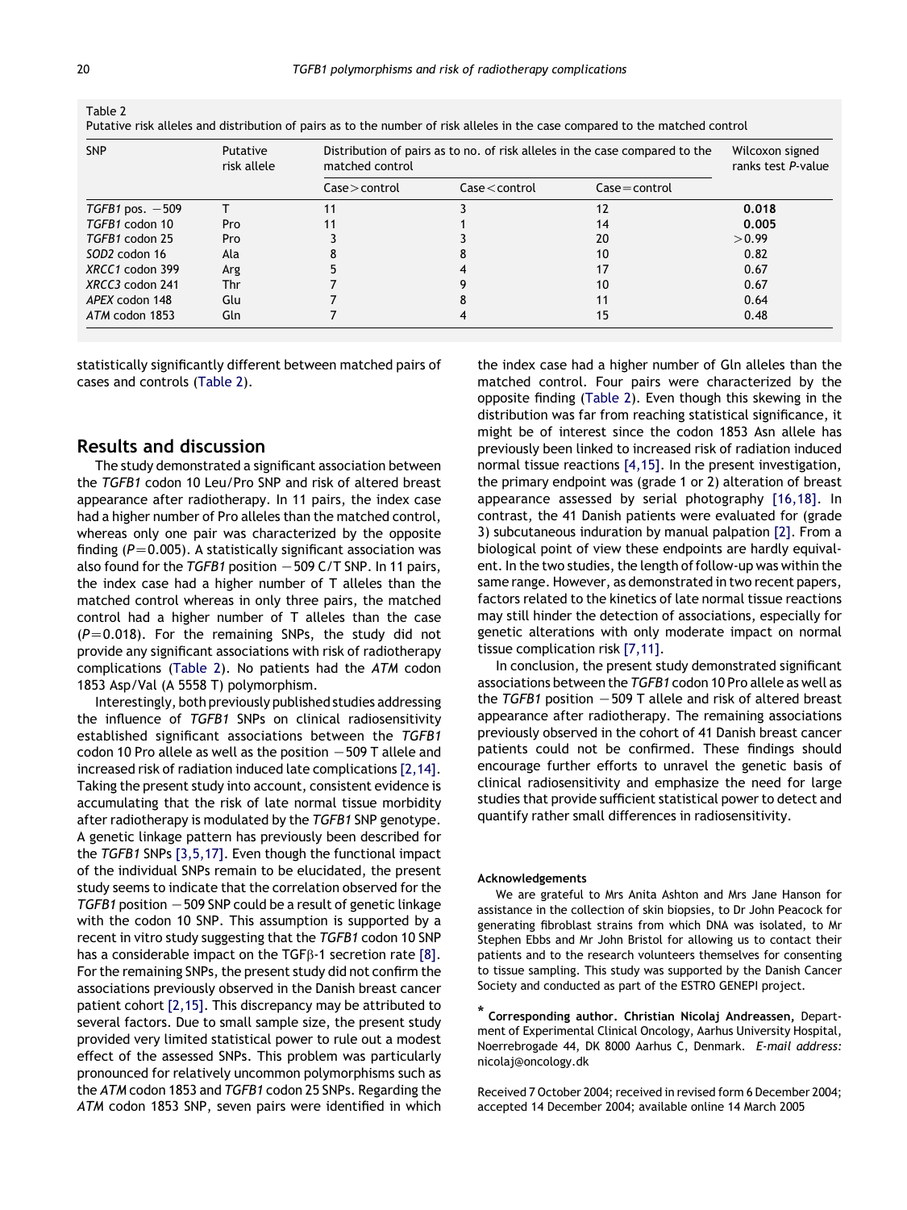Table 2
Putative risk alleles and distribution of pairs as to the number of risk alleles in the case compared to the matched control

| SNP | Putative risk allele | Distribution of pairs as to no. of risk alleles in the case compared to the matched control | | | Wilcoxon signed ranks test *P*-value |
|---|---|---|---|---|---|
| | | Case > control | Case < control | Case = control | |
| *TGFB1* pos. −509 | T | 11 | 3 | 12 | **0.018** |
| *TGFB1* codon 10 | Pro | 11 | 1 | 14 | **0.005** |
| *TGFB1* codon 25 | Pro | 3 | 3 | 20 | >0.99 |
| *SOD2* codon 16 | Ala | 8 | 8 | 10 | 0.82 |
| *XRCC1* codon 399 | Arg | 5 | 4 | 17 | 0.67 |
| *XRCC3* codon 241 | Thr | 7 | 9 | 10 | 0.67 |
| *APEX* codon 148 | Glu | 7 | 8 | 11 | 0.64 |
| *ATM* codon 1853 | Gln | 7 | 4 | 15 | 0.48 |

statistically significantly different between matched pairs of cases and controls (Table 2).

## Results and discussion

The study demonstrated a significant association between the *TGFB1* codon 10 Leu/Pro SNP and risk of altered breast appearance after radiotherapy. In 11 pairs, the index case had a higher number of Pro alleles than the matched control, whereas only one pair was characterized by the opposite finding ($P = 0.005$). A statistically significant association was also found for the *TGFB1* position −509 C/T SNP. In 11 pairs, the index case had a higher number of T alleles than the matched control whereas in only three pairs, the matched control had a higher number of T alleles than the case ($P = 0.018$). For the remaining SNPs, the study did not provide any significant associations with risk of radiotherapy complications (Table 2). No patients had the *ATM* codon 1853 Asp/Val (A 5558 T) polymorphism.

Interestingly, both previously published studies addressing the influence of *TGFB1* SNPs on clinical radiosensitivity established significant associations between the *TGFB1* codon 10 Pro allele as well as the position −509 T allele and increased risk of radiation induced late complications [2,14]. Taking the present study into account, consistent evidence is accumulating that the risk of late normal tissue morbidity after radiotherapy is modulated by the *TGFB1* SNP genotype. A genetic linkage pattern has previously been described for the *TGFB1* SNPs [3,5,17]. Even though the functional impact of the individual SNPs remain to be elucidated, the present study seems to indicate that the correlation observed for the *TGFB1* position −509 SNP could be a result of genetic linkage with the codon 10 SNP. This assumption is supported by a recent in vitro study suggesting that the *TGFB1* codon 10 SNP has a considerable impact on the TGFβ-1 secretion rate [8]. For the remaining SNPs, the present study did not confirm the associations previously observed in the Danish breast cancer patient cohort [2,15]. This discrepancy may be attributed to several factors. Due to small sample size, the present study provided very limited statistical power to rule out a modest effect of the assessed SNPs. This problem was particularly pronounced for relatively uncommon polymorphisms such as the *ATM* codon 1853 and *TGFB1* codon 25 SNPs. Regarding the *ATM* codon 1853 SNP, seven pairs were identified in which the index case had a higher number of Gln alleles than the matched control. Four pairs were characterized by the opposite finding (Table 2). Even though this skewing in the distribution was far from reaching statistical significance, it might be of interest since the codon 1853 Asn allele has previously been linked to increased risk of radiation induced normal tissue reactions [4,15]. In the present investigation, the primary endpoint was (grade 1 or 2) alteration of breast appearance assessed by serial photography [16,18]. In contrast, the 41 Danish patients were evaluated for (grade 3) subcutaneous induration by manual palpation [2]. From a biological point of view these endpoints are hardly equivalent. In the two studies, the length of follow-up was within the same range. However, as demonstrated in two recent papers, factors related to the kinetics of late normal tissue reactions may still hinder the detection of associations, especially for genetic alterations with only moderate impact on normal tissue complication risk [7,11].

In conclusion, the present study demonstrated significant associations between the *TGFB1* codon 10 Pro allele as well as the *TGFB1* position −509 T allele and risk of altered breast appearance after radiotherapy. The remaining associations previously observed in the cohort of 41 Danish breast cancer patients could not be confirmed. These findings should encourage further efforts to unravel the genetic basis of clinical radiosensitivity and emphasize the need for large studies that provide sufficient statistical power to detect and quantify rather small differences in radiosensitivity.

#### Acknowledgements

We are grateful to Mrs Anita Ashton and Mrs Jane Hanson for assistance in the collection of skin biopsies, to Dr John Peacock for generating fibroblast strains from which DNA was isolated, to Mr Stephen Ebbs and Mr John Bristol for allowing us to contact their patients and to the research volunteers themselves for consenting to tissue sampling. This study was supported by the Danish Cancer Society and conducted as part of the ESTRO GENEPI project.

\* **Corresponding author. Christian Nicolaj Andreassen,** Department of Experimental Clinical Oncology, Aarhus University Hospital, Noerrebrogade 44, DK 8000 Aarhus C, Denmark. *E-mail address:* nicolaj@oncology.dk

Received 7 October 2004; received in revised form 6 December 2004; accepted 14 December 2004; available online 14 March 2005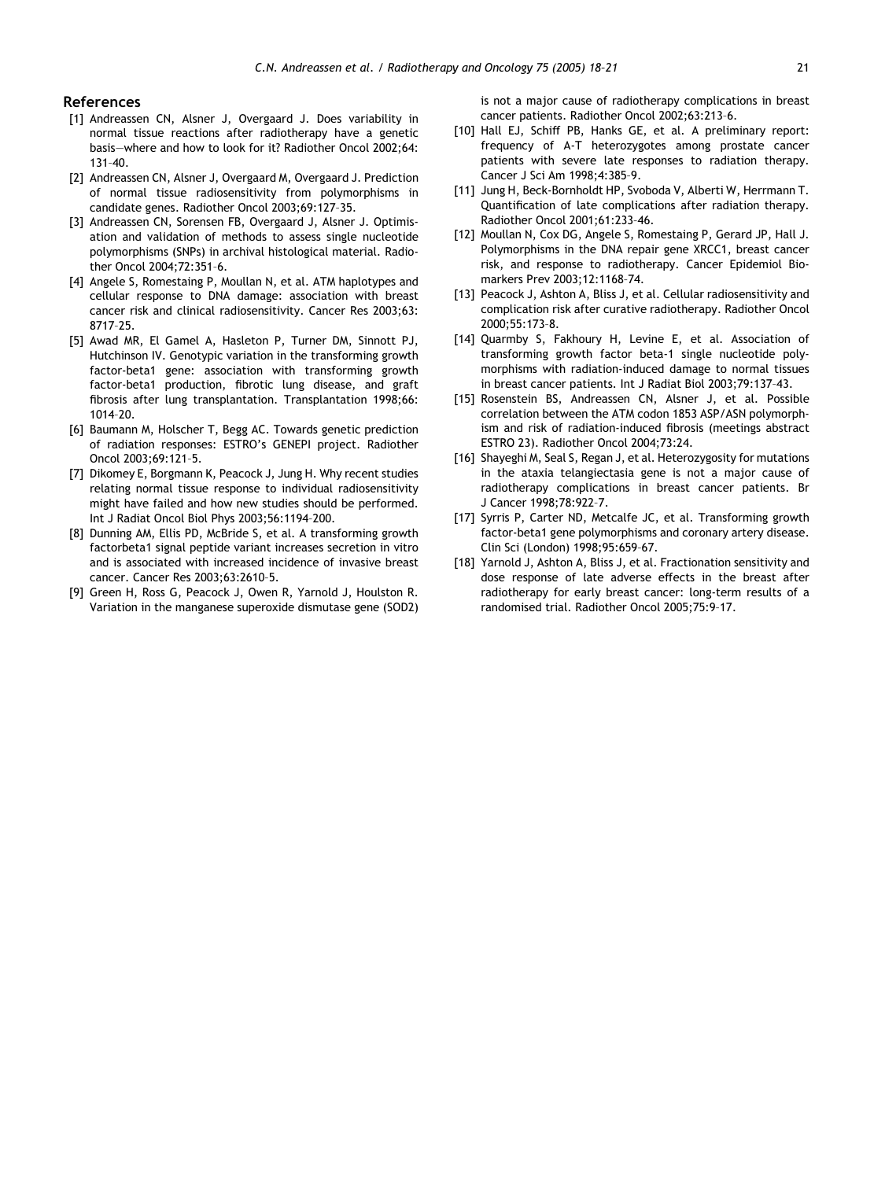## References

[1] Andreassen CN, Alsner J, Overgaard J. Does variability in normal tissue reactions after radiotherapy have a genetic basis—where and how to look for it? Radiother Oncol 2002;64: 131–40.

[2] Andreassen CN, Alsner J, Overgaard M, Overgaard J. Prediction of normal tissue radiosensitivity from polymorphisms in candidate genes. Radiother Oncol 2003;69:127–35.

[3] Andreassen CN, Sorensen FB, Overgaard J, Alsner J. Optimisation and validation of methods to assess single nucleotide polymorphisms (SNPs) in archival histological material. Radiother Oncol 2004;72:351–6.

[4] Angele S, Romestaing P, Moullan N, et al. ATM haplotypes and cellular response to DNA damage: association with breast cancer risk and clinical radiosensitivity. Cancer Res 2003;63: 8717–25.

[5] Awad MR, El Gamel A, Hasleton P, Turner DM, Sinnott PJ, Hutchinson IV. Genotypic variation in the transforming growth factor-beta1 gene: association with transforming growth factor-beta1 production, fibrotic lung disease, and graft fibrosis after lung transplantation. Transplantation 1998;66: 1014–20.

[6] Baumann M, Holscher T, Begg AC. Towards genetic prediction of radiation responses: ESTRO's GENEPI project. Radiother Oncol 2003;69:121–5.

[7] Dikomey E, Borgmann K, Peacock J, Jung H. Why recent studies relating normal tissue response to individual radiosensitivity might have failed and how new studies should be performed. Int J Radiat Oncol Biol Phys 2003;56:1194–200.

[8] Dunning AM, Ellis PD, McBride S, et al. A transforming growth factorbeta1 signal peptide variant increases secretion in vitro and is associated with increased incidence of invasive breast cancer. Cancer Res 2003;63:2610–5.

[9] Green H, Ross G, Peacock J, Owen R, Yarnold J, Houlston R. Variation in the manganese superoxide dismutase gene (SOD2) is not a major cause of radiotherapy complications in breast cancer patients. Radiother Oncol 2002;63:213–6.

[10] Hall EJ, Schiff PB, Hanks GE, et al. A preliminary report: frequency of A-T heterozygotes among prostate cancer patients with severe late responses to radiation therapy. Cancer J Sci Am 1998;4:385–9.

[11] Jung H, Beck-Bornholdt HP, Svoboda V, Alberti W, Herrmann T. Quantification of late complications after radiation therapy. Radiother Oncol 2001;61:233–46.

[12] Moullan N, Cox DG, Angele S, Romestaing P, Gerard JP, Hall J. Polymorphisms in the DNA repair gene XRCC1, breast cancer risk, and response to radiotherapy. Cancer Epidemiol Biomarkers Prev 2003;12:1168–74.

[13] Peacock J, Ashton A, Bliss J, et al. Cellular radiosensitivity and complication risk after curative radiotherapy. Radiother Oncol 2000;55:173–8.

[14] Quarmby S, Fakhoury H, Levine E, et al. Association of transforming growth factor beta-1 single nucleotide polymorphisms with radiation-induced damage to normal tissues in breast cancer patients. Int J Radiat Biol 2003;79:137–43.

[15] Rosenstein BS, Andreassen CN, Alsner J, et al. Possible correlation between the ATM codon 1853 ASP/ASN polymorphism and risk of radiation-induced fibrosis (meetings abstract ESTRO 23). Radiother Oncol 2004;73:24.

[16] Shayeghi M, Seal S, Regan J, et al. Heterozygosity for mutations in the ataxia telangiectasia gene is not a major cause of radiotherapy complications in breast cancer patients. Br J Cancer 1998;78:922–7.

[17] Syrris P, Carter ND, Metcalfe JC, et al. Transforming growth factor-beta1 gene polymorphisms and coronary artery disease. Clin Sci (London) 1998;95:659–67.

[18] Yarnold J, Ashton A, Bliss J, et al. Fractionation sensitivity and dose response of late adverse effects in the breast after radiotherapy for early breast cancer: long-term results of a randomised trial. Radiother Oncol 2005;75:9–17.